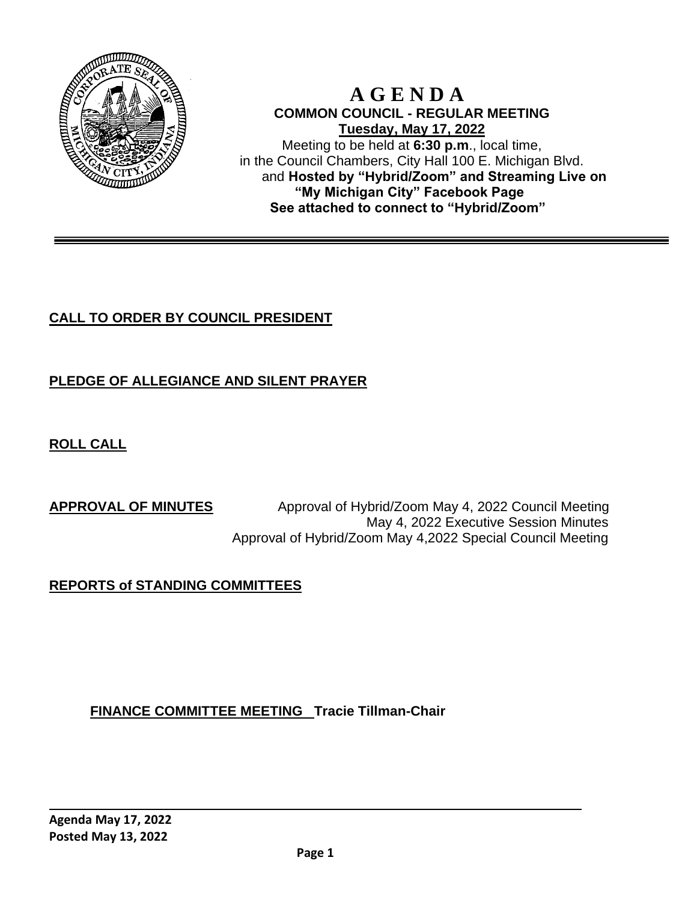# A G E N D A

**COMMON COUNCIL - REGULAR MEETING**

**Tuesday, May 17, 2022**

Meeting to be held at **6:30 p.m**., local time, in the Council Chambers, City Hall 100 E. Michigan Blvd. and **Hosted by "Hybrid/Zoom" and Streaming Live on "My Michigan City" Facebook Page**

**See attached to connect to "Hybrid/Zoom"**

---

**CALL TO ORDER BY COUNCIL PRESIDENT**

**PLEDGE OF ALLEGIANCE AND SILENT PRAYER**

**ROLL CALL**

**APPROVAL OF MINUTES**

Approval of Hybrid/Zoom May 4, 2022 Council Meeting
May 4, 2022 Executive Session Minutes
Approval of Hybrid/Zoom May 4,2022 Special Council Meeting

**REPORTS of STANDING COMMITTEES**

**FINANCE COMMITTEE MEETING Tracie Tillman-Chair**

**Agenda May 17, 2022**
**Posted May 13, 2022**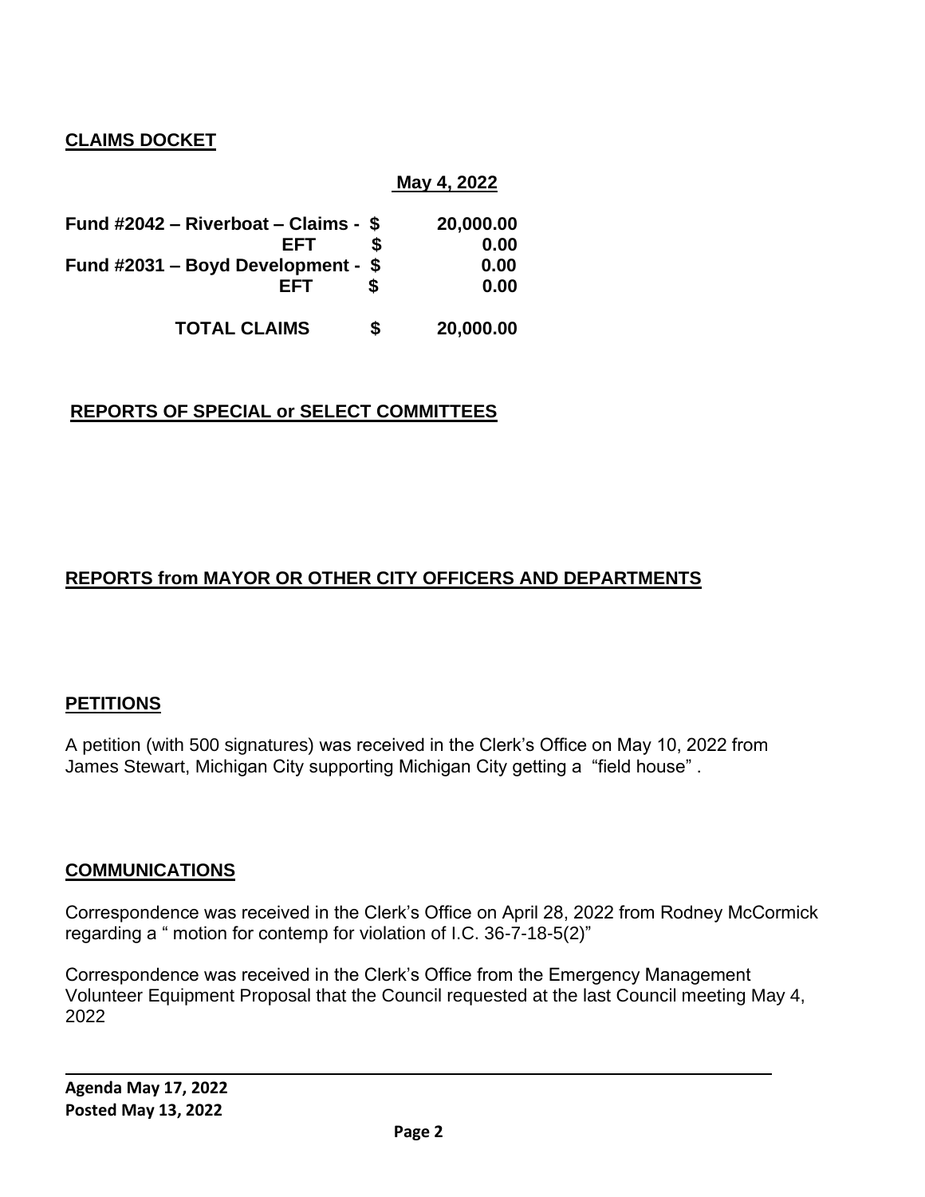## CLAIMS DOCKET

| | | May 4, 2022 |
|---|---|---|
| Fund #2042 – Riverboat – Claims - | $ | 20,000.00 |
| EFT | $ | 0.00 |
| Fund #2031 – Boyd Development - | $ | 0.00 |
| EFT | $ | 0.00 |
| **TOTAL CLAIMS** | **$** | **20,000.00** |

## REPORTS OF SPECIAL or SELECT COMMITTEES

## REPORTS from MAYOR OR OTHER CITY OFFICERS AND DEPARTMENTS

## PETITIONS

A petition (with 500 signatures) was received in the Clerk's Office on May 10, 2022 from James Stewart, Michigan City supporting Michigan City getting a "field house" .

## COMMUNICATIONS

Correspondence was received in the Clerk's Office on April 28, 2022 from Rodney McCormick regarding a " motion for contemp for violation of I.C. 36-7-18-5(2)"

Correspondence was received in the Clerk's Office from the Emergency Management Volunteer Equipment Proposal that the Council requested at the last Council meeting May 4, 2022

**Agenda May 17, 2022**
**Posted May 13, 2022**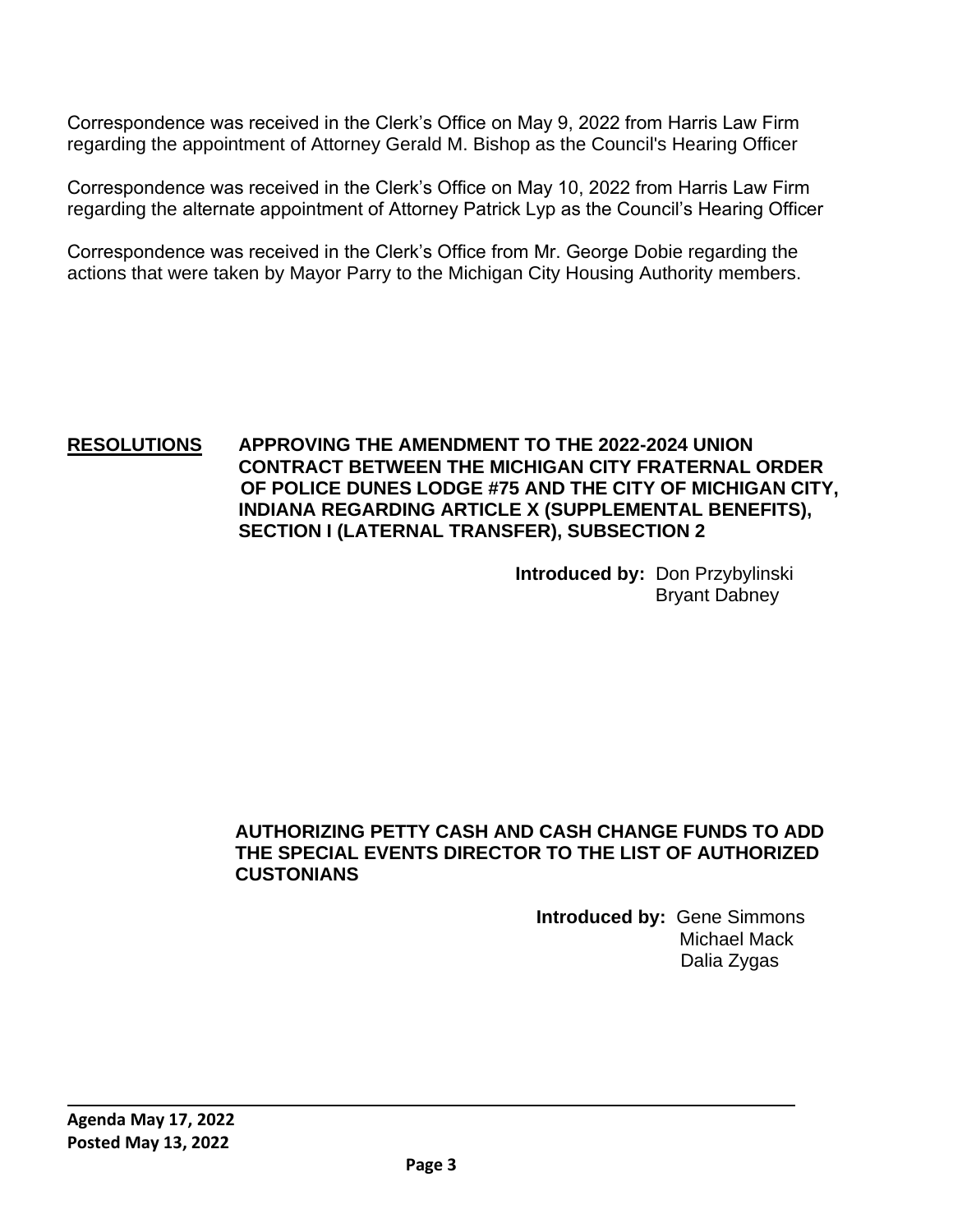Correspondence was received in the Clerk's Office on May 9, 2022 from Harris Law Firm regarding the appointment of Attorney Gerald M. Bishop as the Council's Hearing Officer

Correspondence was received in the Clerk's Office on May 10, 2022 from Harris Law Firm regarding the alternate appointment of Attorney Patrick Lyp as the Council's Hearing Officer

Correspondence was received in the Clerk's Office from Mr. George Dobie regarding the actions that were taken by Mayor Parry to the Michigan City Housing Authority members.

**<u>RESOLUTIONS</u>** **APPROVING THE AMENDMENT TO THE 2022-2024 UNION CONTRACT BETWEEN THE MICHIGAN CITY FRATERNAL ORDER OF POLICE DUNES LODGE #75 AND THE CITY OF MICHIGAN CITY, INDIANA REGARDING ARTICLE X (SUPPLEMENTAL BENEFITS), SECTION I (LATERNAL TRANSFER), SUBSECTION 2**

**Introduced by:** Don Przybylinski
Bryant Dabney

**AUTHORIZING PETTY CASH AND CASH CHANGE FUNDS TO ADD THE SPECIAL EVENTS DIRECTOR TO THE LIST OF AUTHORIZED CUSTONIANS**

**Introduced by:** Gene Simmons
Michael Mack
Dalia Zygas

**Agenda May 17, 2022**
**Posted May 13, 2022**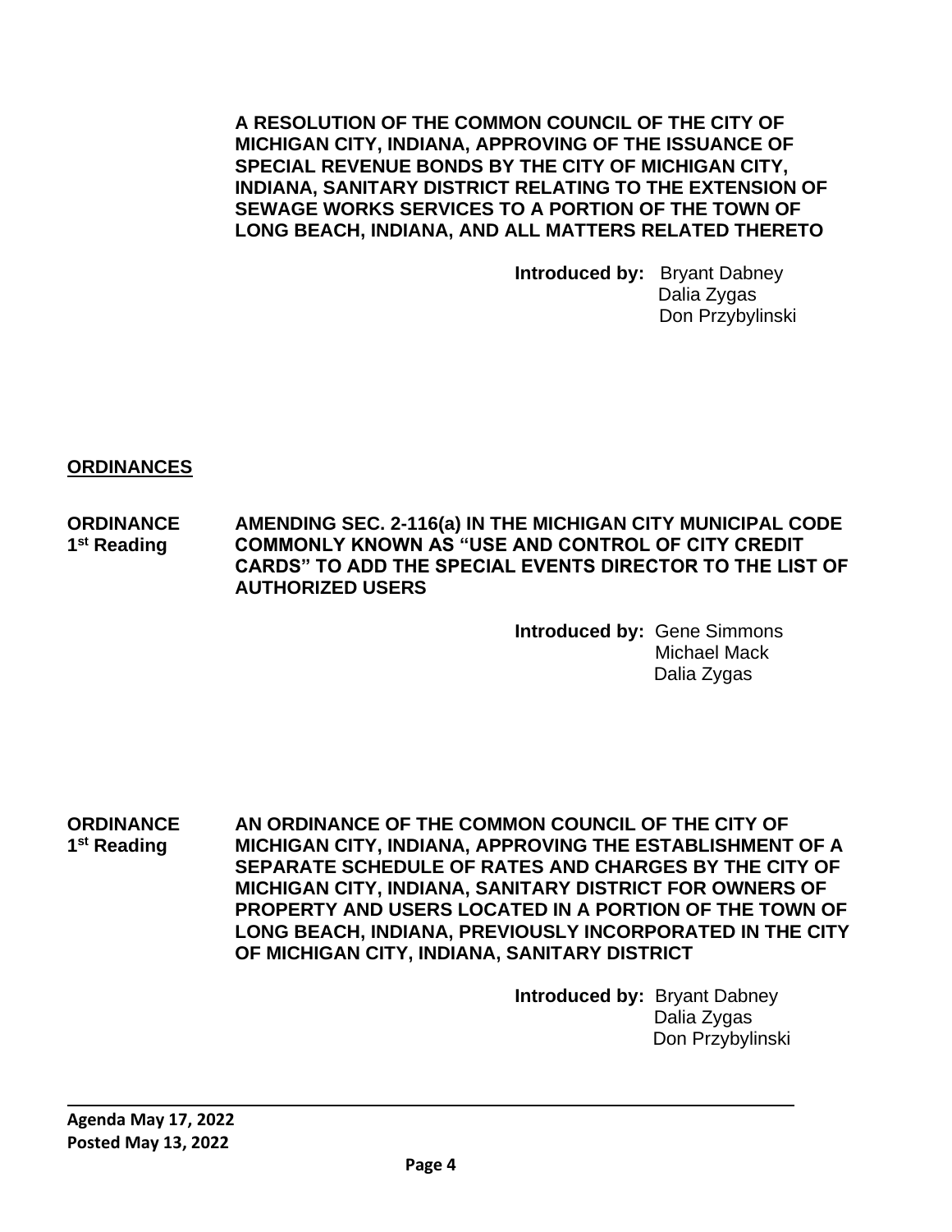**A RESOLUTION OF THE COMMON COUNCIL OF THE CITY OF MICHIGAN CITY, INDIANA, APPROVING OF THE ISSUANCE OF SPECIAL REVENUE BONDS BY THE CITY OF MICHIGAN CITY, INDIANA, SANITARY DISTRICT RELATING TO THE EXTENSION OF SEWAGE WORKS SERVICES TO A PORTION OF THE TOWN OF LONG BEACH, INDIANA, AND ALL MATTERS RELATED THERETO**

**Introduced by:** Bryant Dabney
Dalia Zygas
Don Przybylinski

## ORDINANCES

**ORDINANCE 1st Reading**

**AMENDING SEC. 2-116(a) IN THE MICHIGAN CITY MUNICIPAL CODE COMMONLY KNOWN AS "USE AND CONTROL OF CITY CREDIT CARDS" TO ADD THE SPECIAL EVENTS DIRECTOR TO THE LIST OF AUTHORIZED USERS**

**Introduced by:** Gene Simmons
Michael Mack
Dalia Zygas

**ORDINANCE 1st Reading**

**AN ORDINANCE OF THE COMMON COUNCIL OF THE CITY OF MICHIGAN CITY, INDIANA, APPROVING THE ESTABLISHMENT OF A SEPARATE SCHEDULE OF RATES AND CHARGES BY THE CITY OF MICHIGAN CITY, INDIANA, SANITARY DISTRICT FOR OWNERS OF PROPERTY AND USERS LOCATED IN A PORTION OF THE TOWN OF LONG BEACH, INDIANA, PREVIOUSLY INCORPORATED IN THE CITY OF MICHIGAN CITY, INDIANA, SANITARY DISTRICT**

**Introduced by:** Bryant Dabney
Dalia Zygas
Don Przybylinski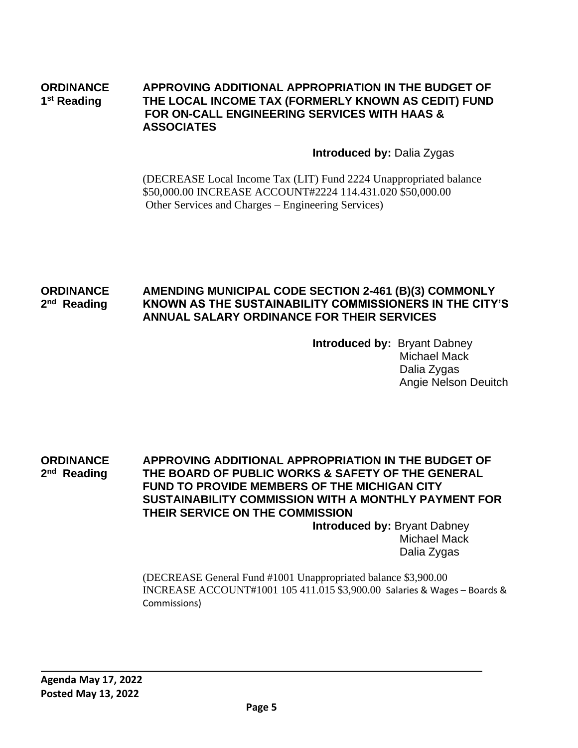**ORDINANCE 1st Reading**

**APPROVING ADDITIONAL APPROPRIATION IN THE BUDGET OF THE LOCAL INCOME TAX (FORMERLY KNOWN AS CEDIT) FUND FOR ON-CALL ENGINEERING SERVICES WITH HAAS & ASSOCIATES**

**Introduced by:** Dalia Zygas

(DECREASE Local Income Tax (LIT) Fund 2224 Unappropriated balance $50,000.00 INCREASE ACCOUNT#2224 114.431.020 $50,000.00 Other Services and Charges – Engineering Services)

**ORDINANCE 2nd Reading**

**AMENDING MUNICIPAL CODE SECTION 2-461 (B)(3) COMMONLY KNOWN AS THE SUSTAINABILITY COMMISSIONERS IN THE CITY'S ANNUAL SALARY ORDINANCE FOR THEIR SERVICES**

**Introduced by:** Bryant Dabney
Michael Mack
Dalia Zygas
Angie Nelson Deuitch

**ORDINANCE 2nd Reading**

**APPROVING ADDITIONAL APPROPRIATION IN THE BUDGET OF THE BOARD OF PUBLIC WORKS & SAFETY OF THE GENERAL FUND TO PROVIDE MEMBERS OF THE MICHIGAN CITY SUSTAINABILITY COMMISSION WITH A MONTHLY PAYMENT FOR THEIR SERVICE ON THE COMMISSION**

**Introduced by:** Bryant Dabney
Michael Mack
Dalia Zygas

(DECREASE General Fund #1001 Unappropriated balance $3,900.00 INCREASE ACCOUNT#1001 105 411.015 $3,900.00 Salaries & Wages – Boards & Commissions)

**Agenda May 17, 2022**
**Posted May 13, 2022**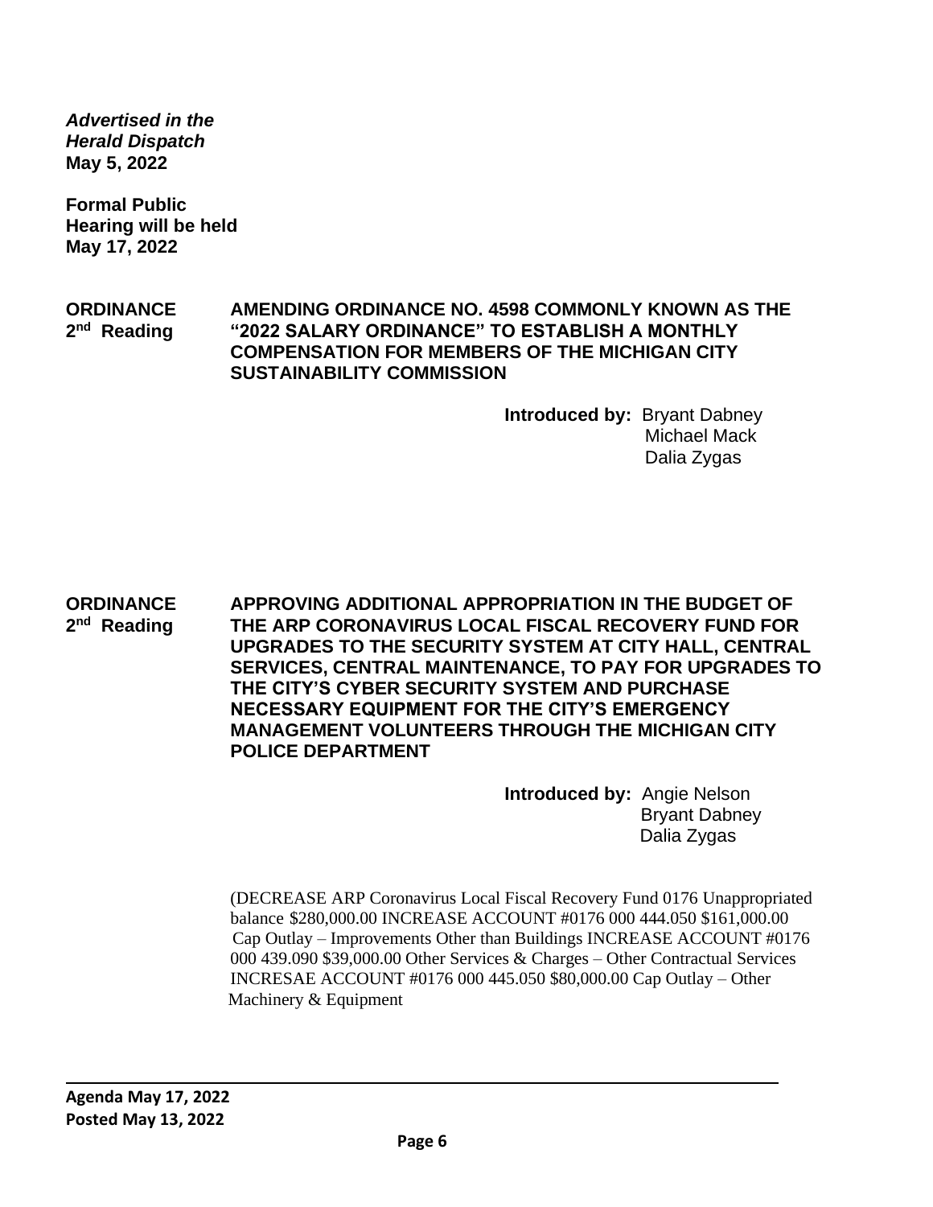***Advertised in the Herald Dispatch***
**May 5, 2022**

**Formal Public Hearing will be held May 17, 2022**

**ORDINANCE 2nd Reading** **AMENDING ORDINANCE NO. 4598 COMMONLY KNOWN AS THE "2022 SALARY ORDINANCE" TO ESTABLISH A MONTHLY COMPENSATION FOR MEMBERS OF THE MICHIGAN CITY SUSTAINABILITY COMMISSION**

**Introduced by:** Bryant Dabney
Michael Mack
Dalia Zygas

**ORDINANCE 2nd Reading** **APPROVING ADDITIONAL APPROPRIATION IN THE BUDGET OF THE ARP CORONAVIRUS LOCAL FISCAL RECOVERY FUND FOR UPGRADES TO THE SECURITY SYSTEM AT CITY HALL, CENTRAL SERVICES, CENTRAL MAINTENANCE, TO PAY FOR UPGRADES TO THE CITY'S CYBER SECURITY SYSTEM AND PURCHASE NECESSARY EQUIPMENT FOR THE CITY'S EMERGENCY MANAGEMENT VOLUNTEERS THROUGH THE MICHIGAN CITY POLICE DEPARTMENT**

**Introduced by:** Angie Nelson
Bryant Dabney
Dalia Zygas

(DECREASE ARP Coronavirus Local Fiscal Recovery Fund 0176 Unappropriated balance $280,000.00 INCREASE ACCOUNT #0176 000 444.050 $161,000.00 Cap Outlay – Improvements Other than Buildings INCREASE ACCOUNT #0176 000 439.090 $39,000.00 Other Services & Charges – Other Contractual Services INCRESAE ACCOUNT #0176 000 445.050 $80,000.00 Cap Outlay – Other Machinery & Equipment

**Agenda May 17, 2022**
**Posted May 13, 2022**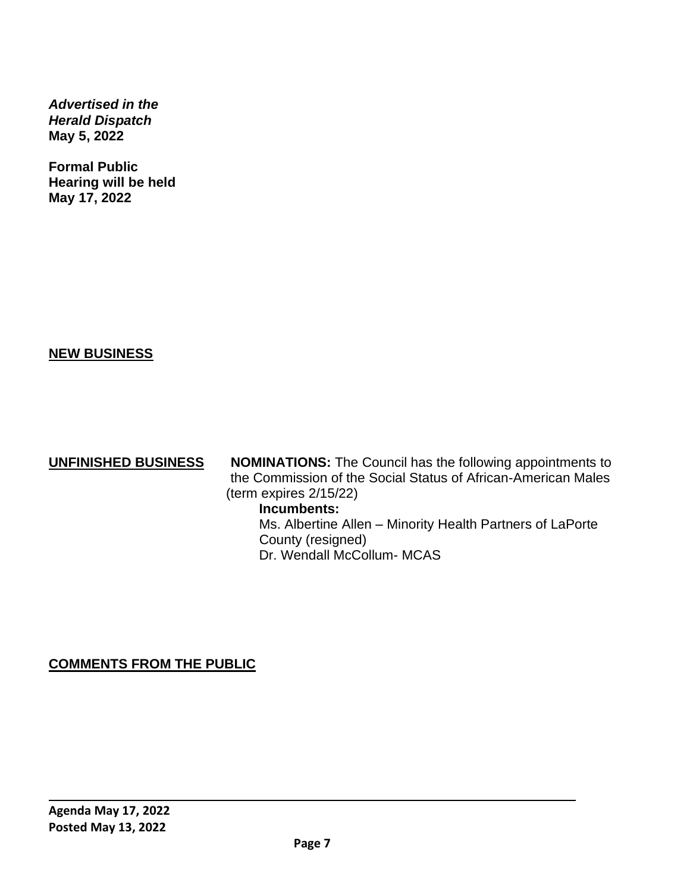***Advertised in the Herald Dispatch***
**May 5, 2022**

**Formal Public Hearing will be held May 17, 2022**

**NEW BUSINESS**

**UNFINISHED BUSINESS**

**NOMINATIONS:** The Council has the following appointments to the Commission of the Social Status of African-American Males (term expires 2/15/22)

**Incumbents:**
Ms. Albertine Allen – Minority Health Partners of LaPorte County (resigned)
Dr. Wendall McCollum- MCAS

**COMMENTS FROM THE PUBLIC**

**Agenda May 17, 2022**
**Posted May 13, 2022**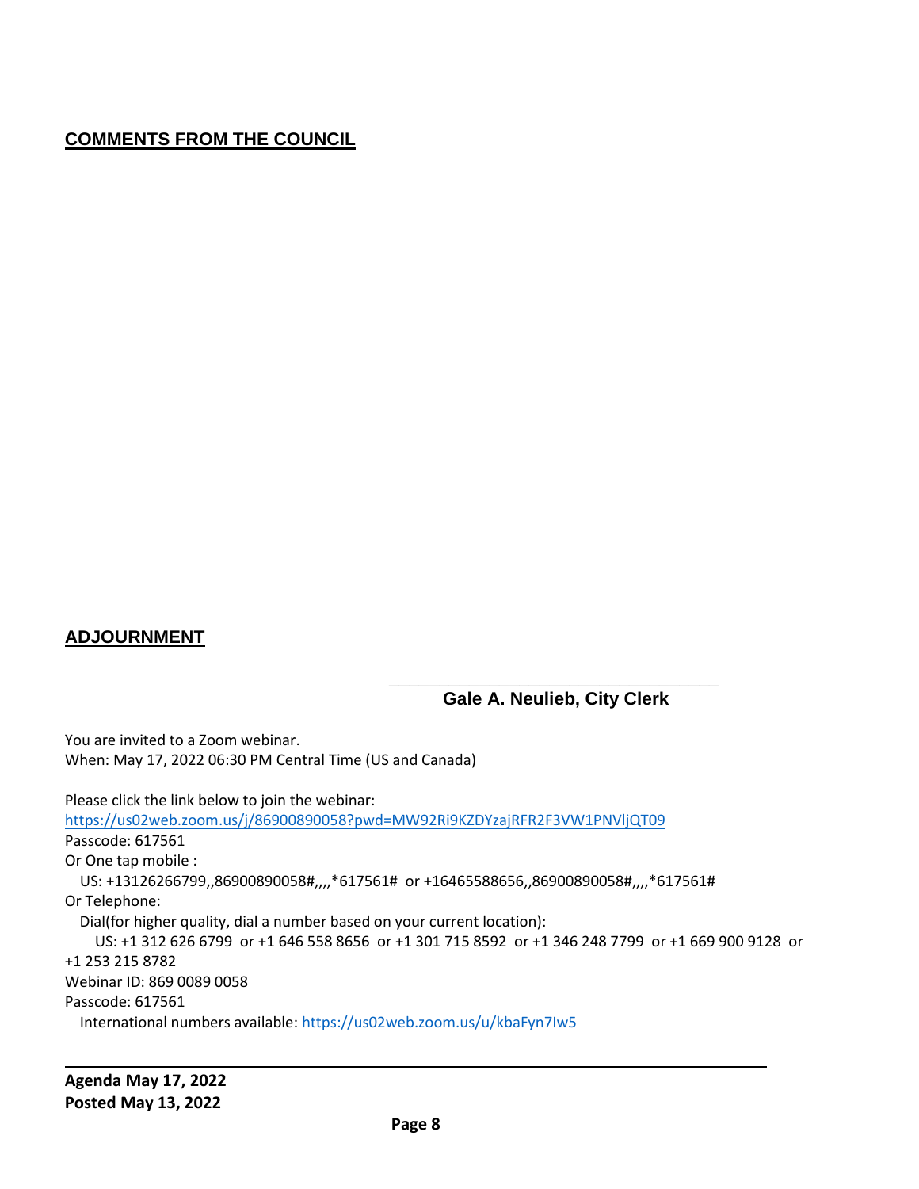## COMMENTS FROM THE COUNCIL

## ADJOURNMENT

\_\_\_\_\_\_\_\_\_\_\_\_\_\_\_\_\_\_\_\_\_\_\_\_\_\_\_\_\_\_\_\_\_\_\_\_

**Gale A. Neulieb, City Clerk**

You are invited to a Zoom webinar.
When: May 17, 2022 06:30 PM Central Time (US and Canada)

Please click the link below to join the webinar:
https://us02web.zoom.us/j/86900890058?pwd=MW92Ri9KZDYzajRFR2F3VW1PNVljQT09
Passcode: 617561
Or One tap mobile :
US: +13126266799,,86900890058#,,,,*617561# or +16465588656,,86900890058#,,,,*617561#
Or Telephone:
Dial(for higher quality, dial a number based on your current location):
US: +1 312 626 6799 or +1 646 558 8656 or +1 301 715 8592 or +1 346 248 7799 or +1 669 900 9128 or +1 253 215 8782
Webinar ID: 869 0089 0058
Passcode: 617561
International numbers available: https://us02web.zoom.us/u/kbaFyn7Iw5

**Agenda May 17, 2022**
**Posted May 13, 2022**